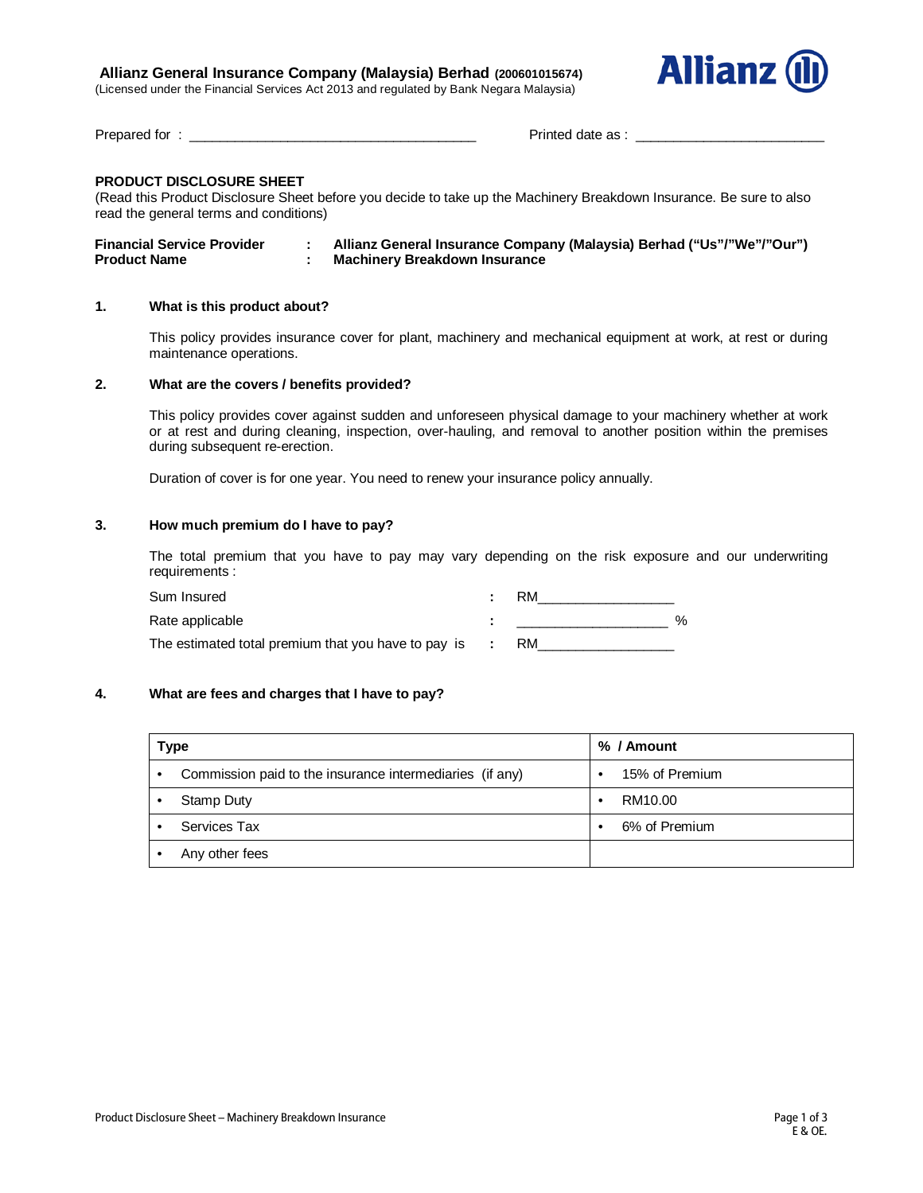**Allianz General Insurance Company (Malaysia) Berhad (200601015674)**
(Licensed under the Financial Services Act 2013 and regulated by Bank Negara Malaysia)

Allianz

Prepared for : ______________________________________ Printed date as : _________________________

**PRODUCT DISCLOSURE SHEET**
(Read this Product Disclosure Sheet before you decide to take up the Machinery Breakdown Insurance. Be sure to also read the general terms and conditions)

**Financial Service Provider : Allianz General Insurance Company (Malaysia) Berhad ("Us"/"We"/"Our")**
**Product Name : Machinery Breakdown Insurance**

## 1. What is this product about?

This policy provides insurance cover for plant, machinery and mechanical equipment at work, at rest or during maintenance operations.

## 2. What are the covers / benefits provided?

This policy provides cover against sudden and unforeseen physical damage to your machinery whether at work or at rest and during cleaning, inspection, over-hauling, and removal to another position within the premises during subsequent re-erection.

Duration of cover is for one year. You need to renew your insurance policy annually.

## 3. How much premium do I have to pay?

The total premium that you have to pay may vary depending on the risk exposure and our underwriting requirements :

Sum Insured : RM__________________

Rate applicable : ____________________ %

The estimated total premium that you have to pay is : RM__________________

## 4. What are fees and charges that I have to pay?

| Type | % / Amount |
|---|---|
| • Commission paid to the insurance intermediaries (if any) | • 15% of Premium |
| • Stamp Duty | • RM10.00 |
| • Services Tax | • 6% of Premium |
| • Any other fees | |

E & OE.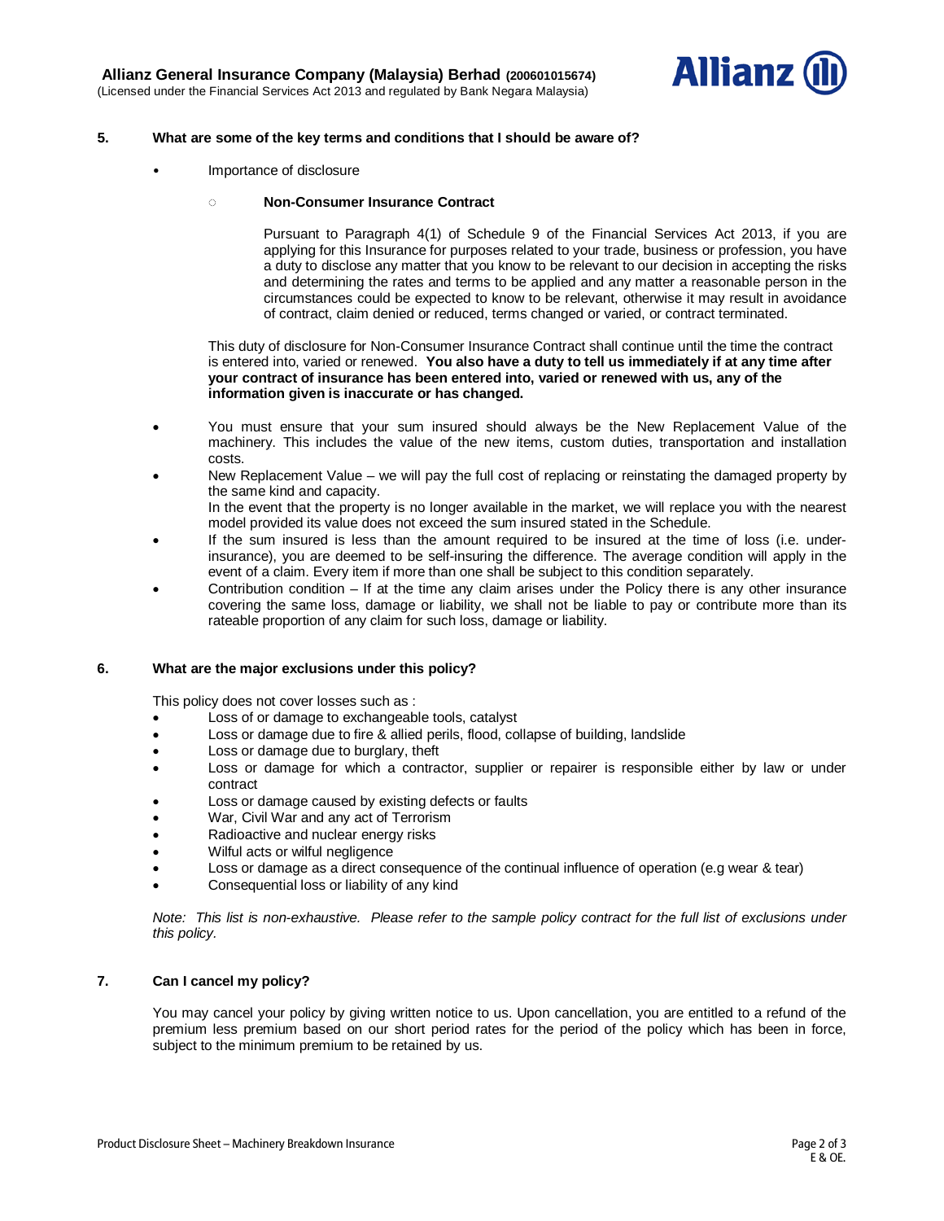## 5. What are some of the key terms and conditions that I should be aware of?

- Importance of disclosure

  - **Non-Consumer Insurance Contract**

    Pursuant to Paragraph 4(1) of Schedule 9 of the Financial Services Act 2013, if you are applying for this Insurance for purposes related to your trade, business or profession, you have a duty to disclose any matter that you know to be relevant to our decision in accepting the risks and determining the rates and terms to be applied and any matter a reasonable person in the circumstances could be expected to know to be relevant, otherwise it may result in avoidance of contract, claim denied or reduced, terms changed or varied, or contract terminated.

  This duty of disclosure for Non-Consumer Insurance Contract shall continue until the time the contract is entered into, varied or renewed. **You also have a duty to tell us immediately if at any time after your contract of insurance has been entered into, varied or renewed with us, any of the information given is inaccurate or has changed.**

- You must ensure that your sum insured should always be the New Replacement Value of the machinery. This includes the value of the new items, custom duties, transportation and installation costs.
- New Replacement Value – we will pay the full cost of replacing or reinstating the damaged property by the same kind and capacity.
  In the event that the property is no longer available in the market, we will replace you with the nearest model provided its value does not exceed the sum insured stated in the Schedule.
- If the sum insured is less than the amount required to be insured at the time of loss (i.e. under-insurance), you are deemed to be self-insuring the difference. The average condition will apply in the event of a claim. Every item if more than one shall be subject to this condition separately.
- Contribution condition – If at the time any claim arises under the Policy there is any other insurance covering the same loss, damage or liability, we shall not be liable to pay or contribute more than its rateable proportion of any claim for such loss, damage or liability.

## 6. What are the major exclusions under this policy?

This policy does not cover losses such as :

- Loss of or damage to exchangeable tools, catalyst
- Loss or damage due to fire & allied perils, flood, collapse of building, landslide
- Loss or damage due to burglary, theft
- Loss or damage for which a contractor, supplier or repairer is responsible either by law or under contract
- Loss or damage caused by existing defects or faults
- War, Civil War and any act of Terrorism
- Radioactive and nuclear energy risks
- Wilful acts or wilful negligence
- Loss or damage as a direct consequence of the continual influence of operation (e.g wear & tear)
- Consequential loss or liability of any kind

*Note: This list is non-exhaustive. Please refer to the sample policy contract for the full list of exclusions under this policy.*

## 7. Can I cancel my policy?

You may cancel your policy by giving written notice to us. Upon cancellation, you are entitled to a refund of the premium less premium based on our short period rates for the period of the policy which has been in force, subject to the minimum premium to be retained by us.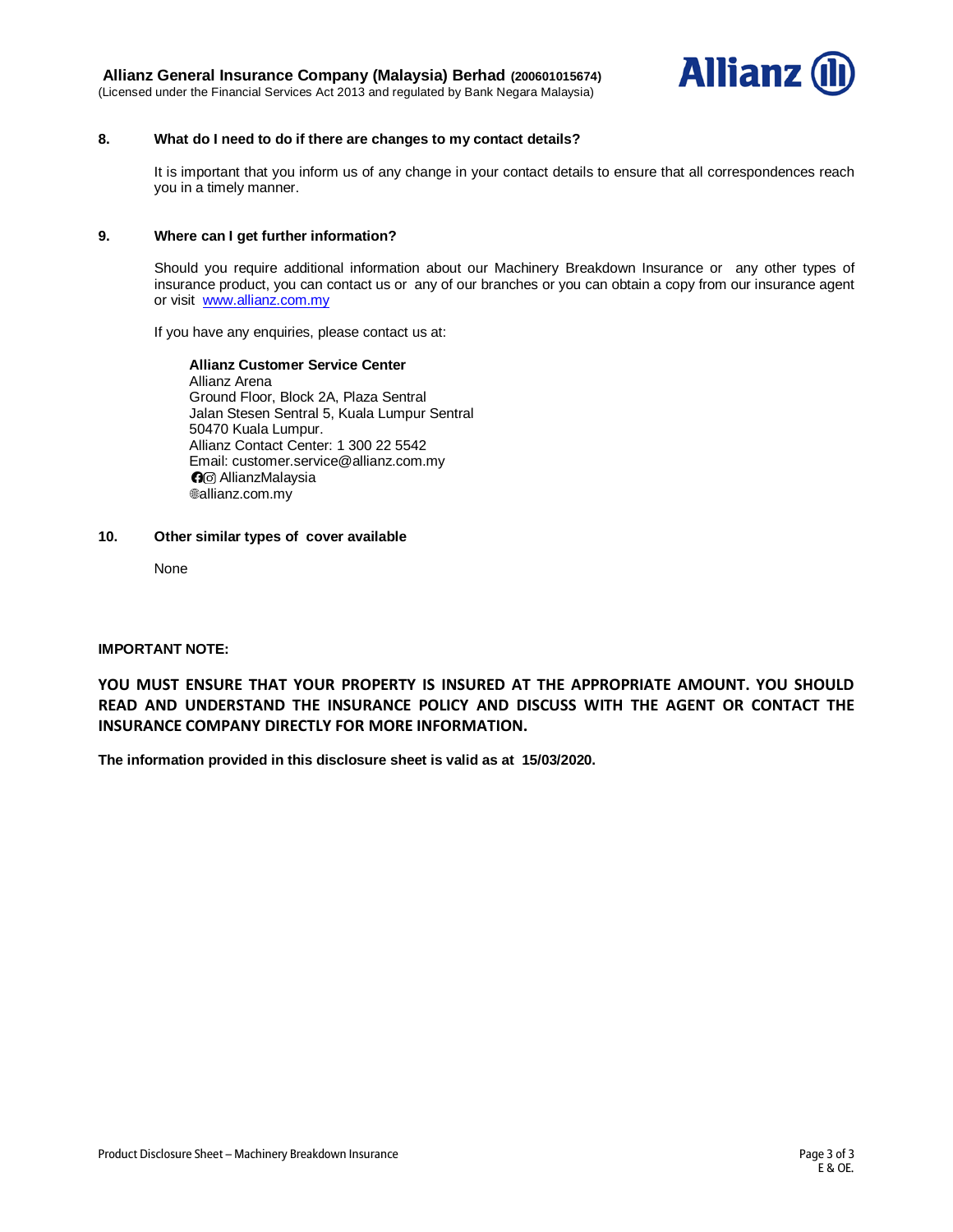**8. What do I need to do if there are changes to my contact details?**

It is important that you inform us of any change in your contact details to ensure that all correspondences reach you in a timely manner.

**9. Where can I get further information?**

Should you require additional information about our Machinery Breakdown Insurance or any other types of insurance product, you can contact us or any of our branches or you can obtain a copy from our insurance agent or visit [www.allianz.com.my](http://www.allianz.com.my)

If you have any enquiries, please contact us at:

**Allianz Customer Service Center**
Allianz Arena
Ground Floor, Block 2A, Plaza Sentral
Jalan Stesen Sentral 5, Kuala Lumpur Sentral
50470 Kuala Lumpur.
Allianz Contact Center: 1 300 22 5542
Email: customer.service@allianz.com.my
AllianzMalaysia
allianz.com.my

**10. Other similar types of cover available**

None

**IMPORTANT NOTE:**

**YOU MUST ENSURE THAT YOUR PROPERTY IS INSURED AT THE APPROPRIATE AMOUNT. YOU SHOULD READ AND UNDERSTAND THE INSURANCE POLICY AND DISCUSS WITH THE AGENT OR CONTACT THE INSURANCE COMPANY DIRECTLY FOR MORE INFORMATION.**

**The information provided in this disclosure sheet is valid as at 15/03/2020.**

E & OE.